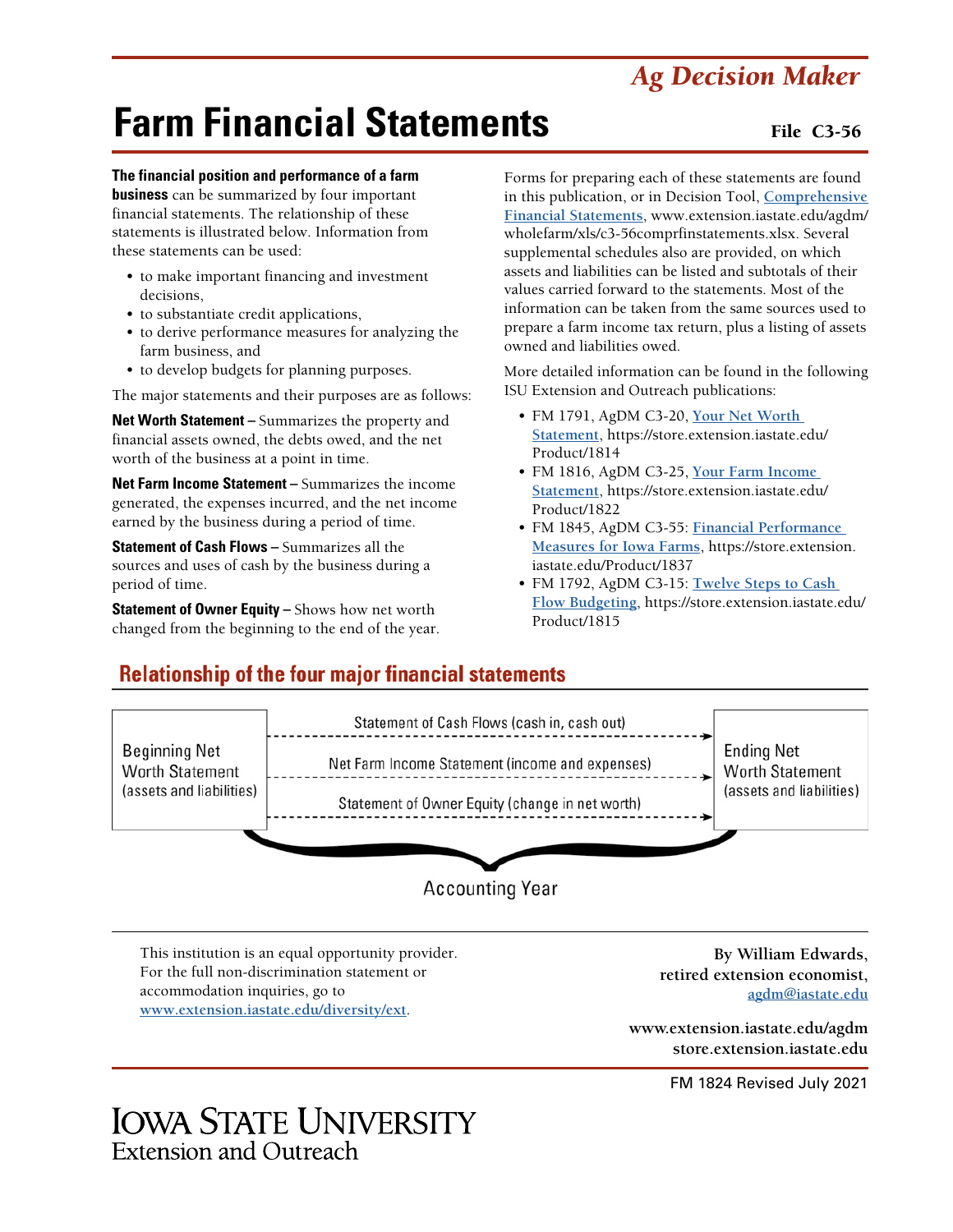Ag Decision Maker

# Farm Financial Statements

File C3-56

**The financial position and performance of a farm business** can be summarized by four important financial statements. The relationship of these statements is illustrated below. Information from these statements can be used:

- to make important financing and investment decisions,
- to substantiate credit applications,
- to derive performance measures for analyzing the farm business, and
- to develop budgets for planning purposes.

The major statements and their purposes are as follows:

**Net Worth Statement –** Summarizes the property and financial assets owned, the debts owed, and the net worth of the business at a point in time.

**Net Farm Income Statement –** Summarizes the income generated, the expenses incurred, and the net income earned by the business during a period of time.

**Statement of Cash Flows –** Summarizes all the sources and uses of cash by the business during a period of time.

**Statement of Owner Equity –** Shows how net worth changed from the beginning to the end of the year.

Forms for preparing each of these statements are found in this publication, or in Decision Tool, [Comprehensive Financial Statements](www.extension.iastate.edu/agdm/wholefarm/xls/c3-56comprfinstatements.xlsx), www.extension.iastate.edu/agdm/wholefarm/xls/c3-56comprfinstatements.xlsx. Several supplemental schedules also are provided, on which assets and liabilities can be listed and subtotals of their values carried forward to the statements. Most of the information can be taken from the same sources used to prepare a farm income tax return, plus a listing of assets owned and liabilities owed.

More detailed information can be found in the following ISU Extension and Outreach publications:

- FM 1791, AgDM C3-20, [Your Net Worth Statement](https://store.extension.iastate.edu/Product/1814), https://store.extension.iastate.edu/Product/1814
- FM 1816, AgDM C3-25, [Your Farm Income Statement](https://store.extension.iastate.edu/Product/1822), https://store.extension.iastate.edu/Product/1822
- FM 1845, AgDM C3-55: [Financial Performance Measures for Iowa Farms](https://store.extension.iastate.edu/Product/1837), https://store.extension.iastate.edu/Product/1837
- FM 1792, AgDM C3-15: [Twelve Steps to Cash Flow Budgeting](https://store.extension.iastate.edu/Product/1815), https://store.extension.iastate.edu/Product/1815

## Relationship of the four major financial statements

Beginning Net Worth Statement (assets and liabilities)

Statement of Cash Flows (cash in, cash out)

Net Farm Income Statement (income and expenses)

Statement of Owner Equity (change in net worth)

Ending Net Worth Statement (assets and liabilities)

Accounting Year

This institution is an equal opportunity provider. For the full non-discrimination statement or accommodation inquiries, go to [www.extension.iastate.edu/diversity/ext](www.extension.iastate.edu/diversity/ext).

**By William Edwards, retired extension economist,** [agdm@iastate.edu](mailto:agdm@iastate.edu)

**www.extension.iastate.edu/agdm**
**store.extension.iastate.edu**

FM 1824 Revised July 2021

Iowa State University Extension and Outreach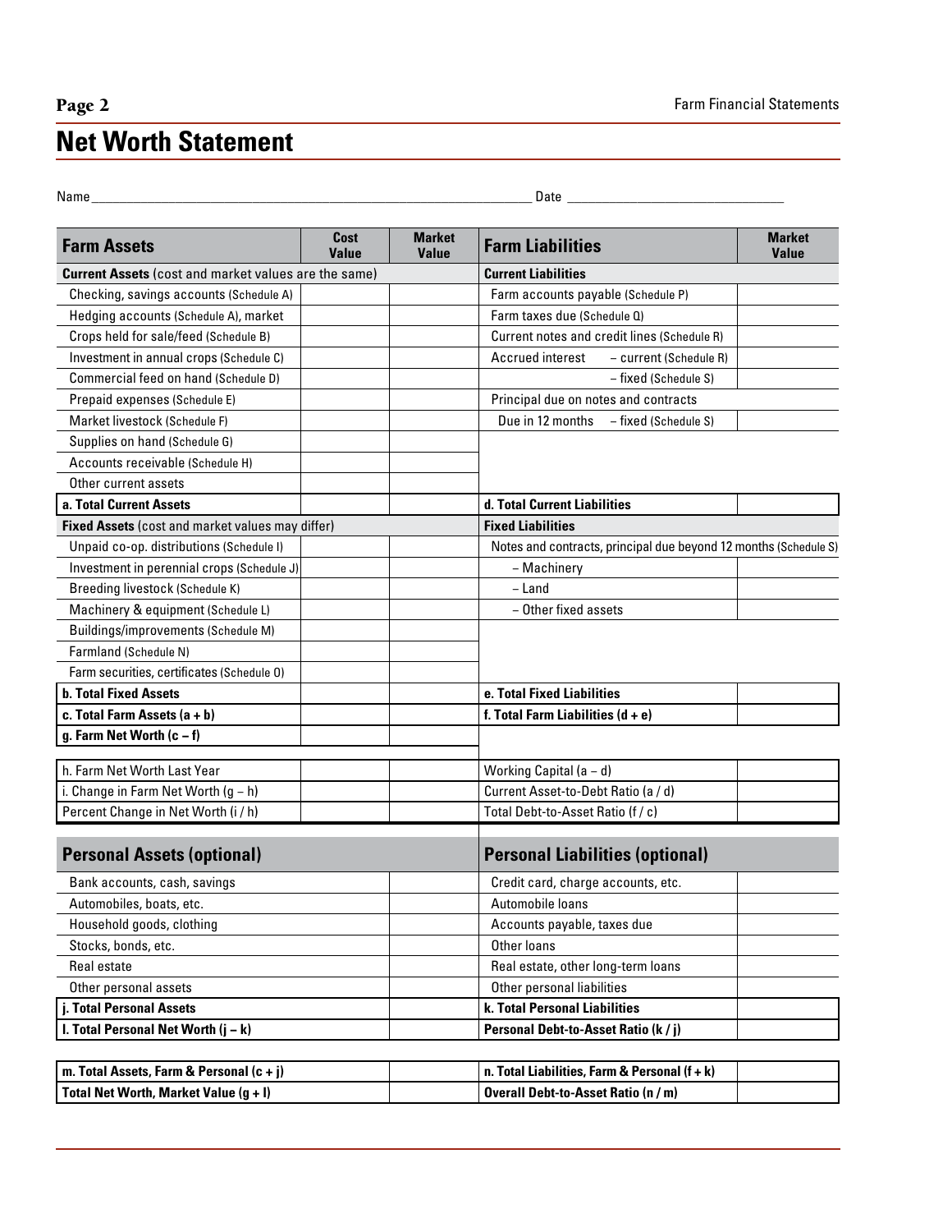# Net Worth Statement

Name ______________________________ Date ______________

| Farm Assets | Cost Value | Market Value | Farm Liabilities | Market Value |
|---|---|---|---|---|
| **Current Assets** (cost and market values are the same) | | | **Current Liabilities** | |
| Checking, savings accounts (Schedule A) | | | Farm accounts payable (Schedule P) | |
| Hedging accounts (Schedule A), market | | | Farm taxes due (Schedule Q) | |
| Crops held for sale/feed (Schedule B) | | | Current notes and credit lines (Schedule R) | |
| Investment in annual crops (Schedule C) | | | Accrued interest – current (Schedule R) | |
| Commercial feed on hand (Schedule D) | | | – fixed (Schedule S) | |
| Prepaid expenses (Schedule E) | | | Principal due on notes and contracts | |
| Market livestock (Schedule F) | | | Due in 12 months – fixed (Schedule S) | |
| Supplies on hand (Schedule G) | | | | |
| Accounts receivable (Schedule H) | | | | |
| Other current assets | | | | |
| **a. Total Current Assets** | | | **d. Total Current Liabilities** | |
| **Fixed Assets** (cost and market values may differ) | | | **Fixed Liabilities** | |
| Unpaid co-op. distributions (Schedule I) | | | Notes and contracts, principal due beyond 12 months (Schedule S) | |
| Investment in perennial crops (Schedule J) | | | – Machinery | |
| Breeding livestock (Schedule K) | | | – Land | |
| Machinery & equipment (Schedule L) | | | – Other fixed assets | |
| Buildings/improvements (Schedule M) | | | | |
| Farmland (Schedule N) | | | | |
| Farm securities, certificates (Schedule O) | | | | |
| **b. Total Fixed Assets** | | | **e. Total Fixed Liabilities** | |
| **c. Total Farm Assets (a + b)** | | | **f. Total Farm Liabilities (d + e)** | |
| **g. Farm Net Worth (c – f)** | | | | |

| | | | | |
|---|---|---|---|---|
| h. Farm Net Worth Last Year | | | Working Capital (a – d) | |
| i. Change in Farm Net Worth (g – h) | | | Current Asset-to-Debt Ratio (a / d) | |
| Percent Change in Net Worth (i / h) | | | Total Debt-to-Asset Ratio (f / c) | |

| Personal Assets (optional) | | Personal Liabilities (optional) | |
|---|---|---|---|
| Bank accounts, cash, savings | | Credit card, charge accounts, etc. | |
| Automobiles, boats, etc. | | Automobile loans | |
| Household goods, clothing | | Accounts payable, taxes due | |
| Stocks, bonds, etc. | | Other loans | |
| Real estate | | Real estate, other long-term loans | |
| Other personal assets | | Other personal liabilities | |
| **j. Total Personal Assets** | | **k. Total Personal Liabilities** | |
| **l. Total Personal Net Worth (j – k)** | | **Personal Debt-to-Asset Ratio (k / j)** | |

| | | | |
|---|---|---|---|
| **m. Total Assets, Farm & Personal (c + j)** | | **n. Total Liabilities, Farm & Personal (f + k)** | |
| **Total Net Worth, Market Value (g + l)** | | **Overall Debt-to-Asset Ratio (n / m)** | |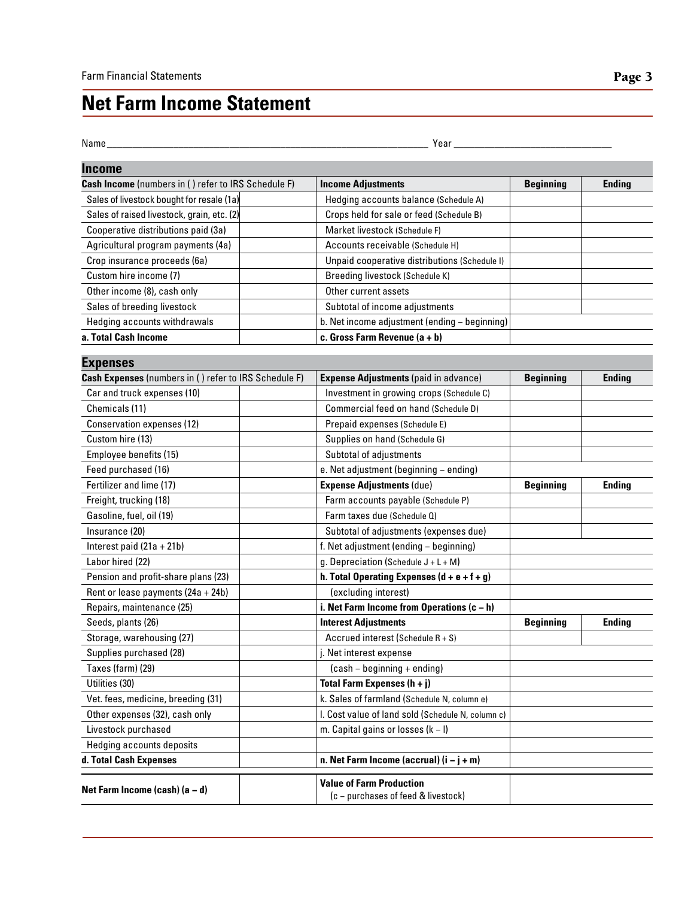# Net Farm Income Statement

Name ____________________ Year ____________

## Income

| Cash Income (numbers in ( ) refer to IRS Schedule F) | | Income Adjustments | Beginning | Ending |
|---|---|---|---|---|
| Sales of livestock bought for resale (1a) | | Hedging accounts balance (Schedule A) | | |
| Sales of raised livestock, grain, etc. (2) | | Crops held for sale or feed (Schedule B) | | |
| Cooperative distributions paid (3a) | | Market livestock (Schedule F) | | |
| Agricultural program payments (4a) | | Accounts receivable (Schedule H) | | |
| Crop insurance proceeds (6a) | | Unpaid cooperative distributions (Schedule I) | | |
| Custom hire income (7) | | Breeding livestock (Schedule K) | | |
| Other income (8), cash only | | Other current assets | | |
| Sales of breeding livestock | | Subtotal of income adjustments | | |
| Hedging accounts withdrawals | | b. Net income adjustment (ending – beginning) | | |
| **a. Total Cash Income** | | **c. Gross Farm Revenue (a + b)** | | |

## Expenses

| Cash Expenses (numbers in ( ) refer to IRS Schedule F) | | Expense Adjustments (paid in advance) | Beginning | Ending |
|---|---|---|---|---|
| Car and truck expenses (10) | | Investment in growing crops (Schedule C) | | |
| Chemicals (11) | | Commercial feed on hand (Schedule D) | | |
| Conservation expenses (12) | | Prepaid expenses (Schedule E) | | |
| Custom hire (13) | | Supplies on hand (Schedule G) | | |
| Employee benefits (15) | | Subtotal of adjustments | | |
| Feed purchased (16) | | e. Net adjustment (beginning – ending) | | |
| Fertilizer and lime (17) | | **Expense Adjustments (due)** | **Beginning** | **Ending** |
| Freight, trucking (18) | | Farm accounts payable (Schedule P) | | |
| Gasoline, fuel, oil (19) | | Farm taxes due (Schedule Q) | | |
| Insurance (20) | | Subtotal of adjustments (expenses due) | | |
| Interest paid (21a + 21b) | | f. Net adjustment (ending – beginning) | | |
| Labor hired (22) | | g. Depreciation (Schedule J + L + M) | | |
| Pension and profit-share plans (23) | | **h. Total Operating Expenses (d + e + f + g)** | | |
| Rent or lease payments (24a + 24b) | | (excluding interest) | | |
| Repairs, maintenance (25) | | **i. Net Farm Income from Operations (c – h)** | | |
| Seeds, plants (26) | | **Interest Adjustments** | **Beginning** | **Ending** |
| Storage, warehousing (27) | | Accrued interest (Schedule R + S) | | |
| Supplies purchased (28) | | j. Net interest expense | | |
| Taxes (farm) (29) | | (cash – beginning + ending) | | |
| Utilities (30) | | **Total Farm Expenses (h + j)** | | |
| Vet. fees, medicine, breeding (31) | | k. Sales of farmland (Schedule N, column e) | | |
| Other expenses (32), cash only | | l. Cost value of land sold (Schedule N, column c) | | |
| Livestock purchased | | m. Capital gains or losses (k – l) | | |
| Hedging accounts deposits | | | | |
| **d. Total Cash Expenses** | | **n. Net Farm Income (accrual) (i – j + m)** | | |
| **Net Farm Income (cash) (a – d)** | | **Value of Farm Production** (c – purchases of feed & livestock) | | |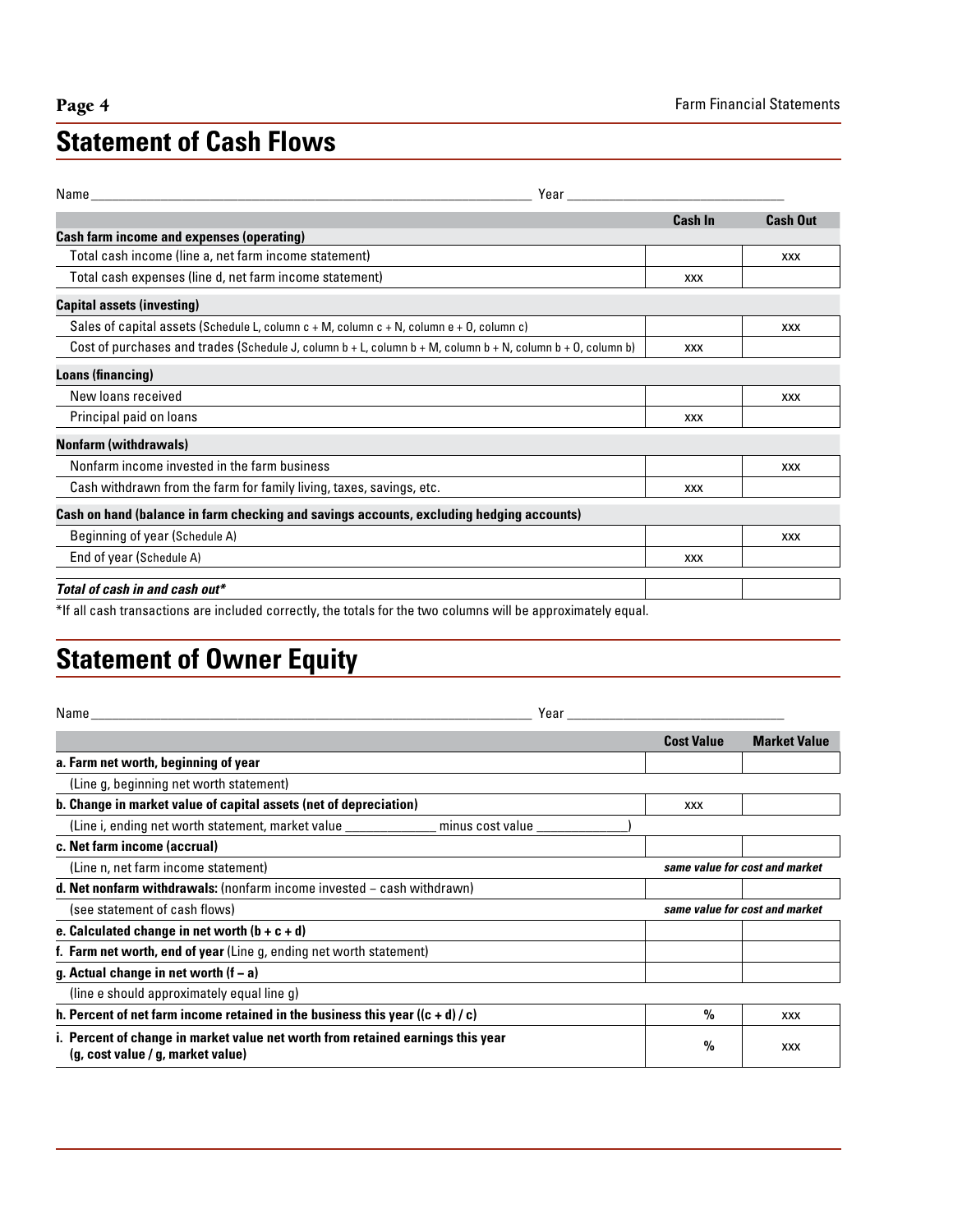## Statement of Cash Flows

Name ______________________________ Year ______________

| | Cash In | Cash Out |
|---|---|---|
| **Cash farm income and expenses (operating)** | | |
| Total cash income (line a, net farm income statement) | | XXX |
| Total cash expenses (line d, net farm income statement) | XXX | |
| **Capital assets (investing)** | | |
| Sales of capital assets (Schedule L, column c + M, column c + N, column e + O, column c) | | XXX |
| Cost of purchases and trades (Schedule J, column b + L, column b + M, column b + N, column b + O, column b) | XXX | |
| **Loans (financing)** | | |
| New loans received | | XXX |
| Principal paid on loans | XXX | |
| **Nonfarm (withdrawals)** | | |
| Nonfarm income invested in the farm business | | XXX |
| Cash withdrawn from the farm for family living, taxes, savings, etc. | XXX | |
| **Cash on hand (balance in farm checking and savings accounts, excluding hedging accounts)** | | |
| Beginning of year (Schedule A) | | XXX |
| End of year (Schedule A) | XXX | |
| ***Total of cash in and cash out**** | | |

*If all cash transactions are included correctly, the totals for the two columns will be approximately equal.

## Statement of Owner Equity

Name ______________________________ Year ______________

| | Cost Value | Market Value |
|---|---|---|
| **a. Farm net worth, beginning of year** | | |
| (Line g, beginning net worth statement) | | |
| **b. Change in market value of capital assets (net of depreciation)** | XXX | |
| (Line i, ending net worth statement, market value ________ minus cost value ________) | | |
| **c. Net farm income (accrual)** | | |
| (Line n, net farm income statement) | ***same value for cost and market*** | |
| **d. Net nonfarm withdrawals:** (nonfarm income invested – cash withdrawn) | | |
| (see statement of cash flows) | ***same value for cost and market*** | |
| **e. Calculated change in net worth (b + c + d)** | | |
| **f. Farm net worth, end of year** (Line g, ending net worth statement) | | |
| **g. Actual change in net worth (f – a)** | | |
| (line e should approximately equal line g) | | |
| **h. Percent of net farm income retained in the business this year ((c + d) / c)** | % | XXX |
| **i. Percent of change in market value net worth from retained earnings this year (g, cost value / g, market value)** | % | XXX |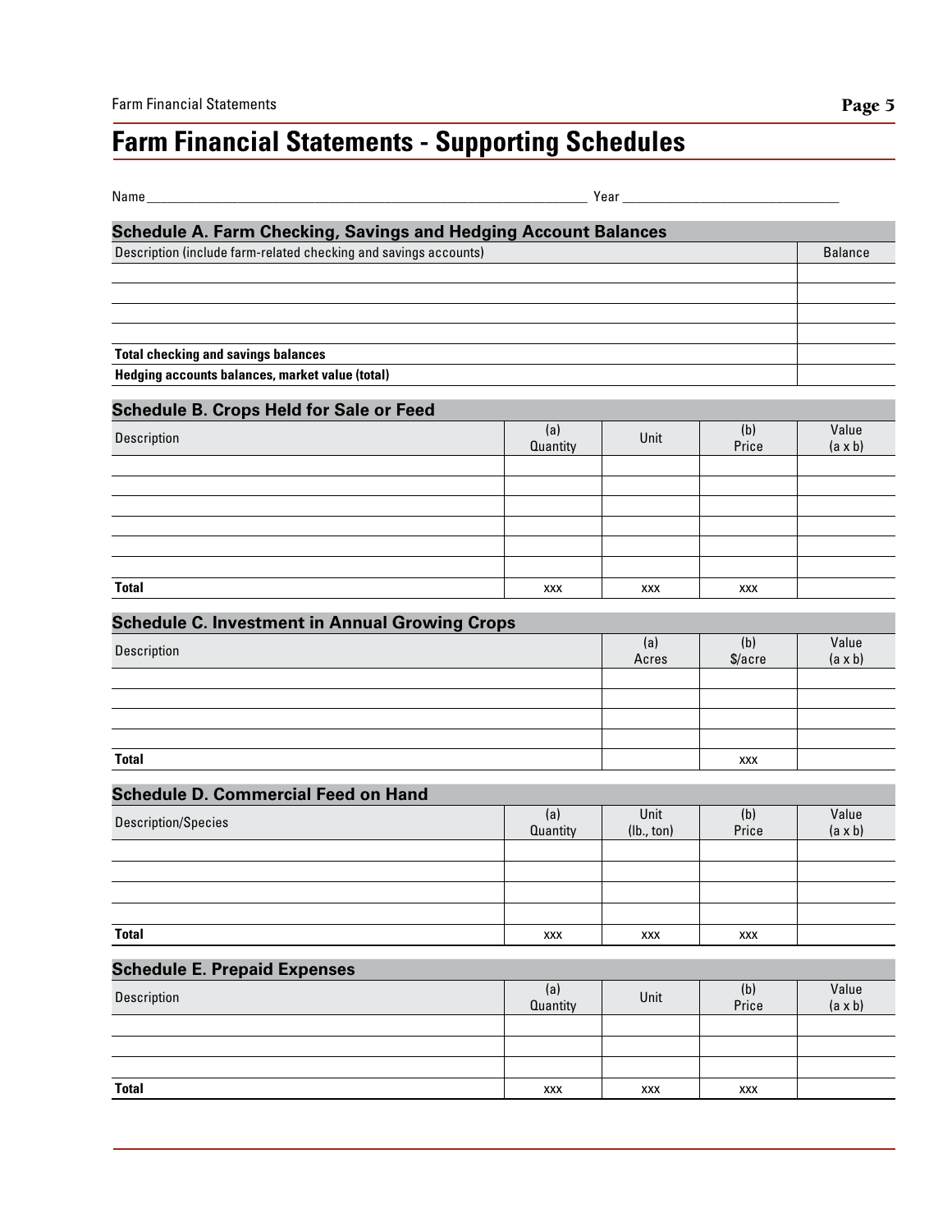# Farm Financial Statements - Supporting Schedules

Name________________________________________________ Year ____________________________

## Schedule A. Farm Checking, Savings and Hedging Account Balances

| Description (include farm-related checking and savings accounts) | Balance |
|---|---|
| | |
| | |
| | |
| | |
| **Total checking and savings balances** | |
| **Hedging accounts balances, market value (total)** | |

## Schedule B. Crops Held for Sale or Feed

| Description | (a) Quantity | Unit | (b) Price | Value (a x b) |
|---|---|---|---|---|
| | | | | |
| | | | | |
| | | | | |
| | | | | |
| | | | | |
| | | | | |
| **Total** | xxx | xxx | xxx | |

## Schedule C. Investment in Annual Growing Crops

| Description | (a) Acres | (b) $/acre | Value (a x b) |
|---|---|---|---|
| | | | |
| | | | |
| | | | |
| | | | |
| **Total** | | xxx | |

## Schedule D. Commercial Feed on Hand

| Description/Species | (a) Quantity | Unit (lb., ton) | (b) Price | Value (a x b) |
|---|---|---|---|---|
| | | | | |
| | | | | |
| | | | | |
| | | | | |
| **Total** | xxx | xxx | xxx | |

## Schedule E. Prepaid Expenses

| Description | (a) Quantity | Unit | (b) Price | Value (a x b) |
|---|---|---|---|---|
| | | | | |
| | | | | |
| | | | | |
| **Total** | xxx | xxx | xxx | |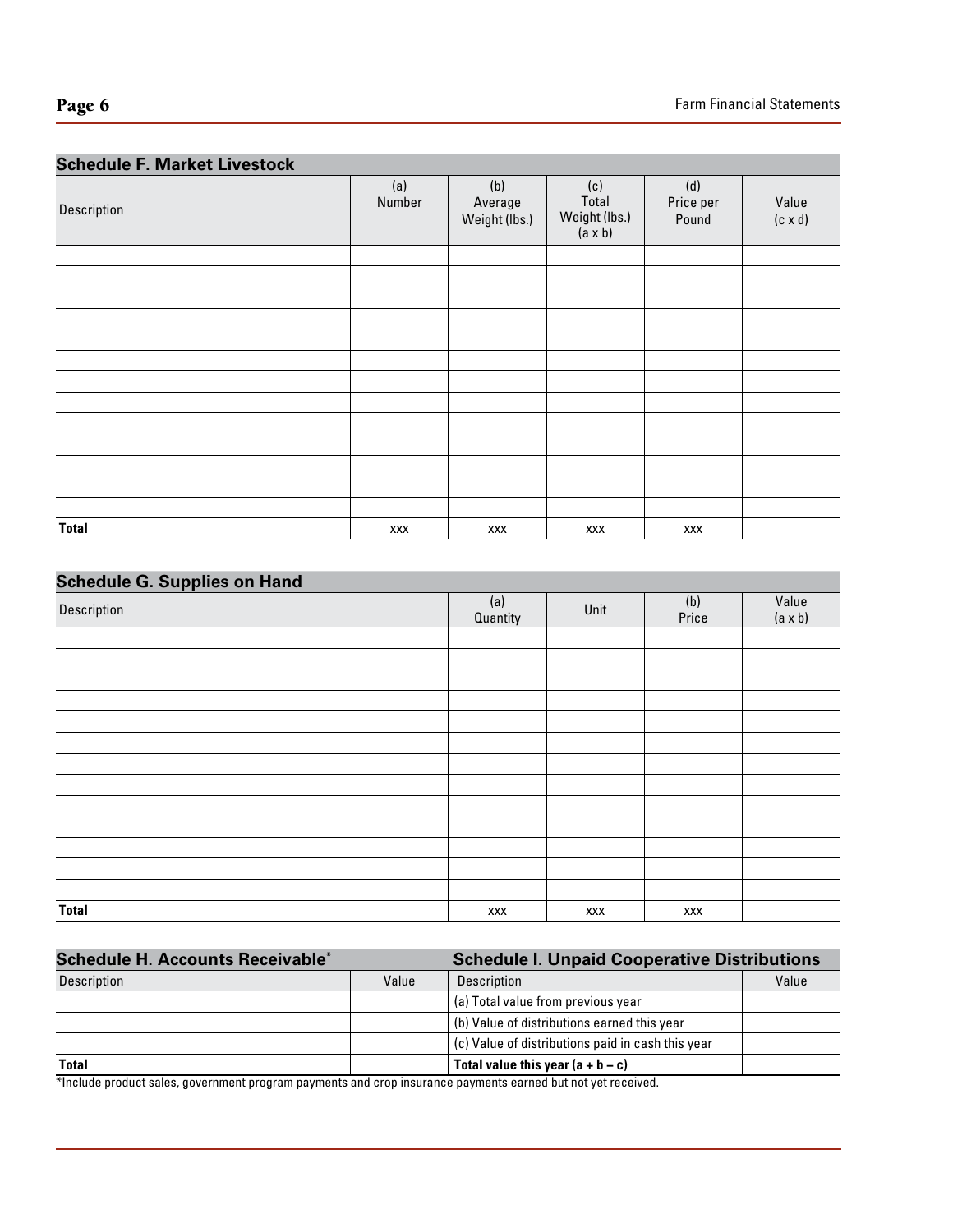## Schedule F. Market Livestock

| Description | (a) Number | (b) Average Weight (lbs.) | (c) Total Weight (lbs.) (a x b) | (d) Price per Pound | Value (c x d) |
|---|---|---|---|---|---|
| | | | | | |
| | | | | | |
| | | | | | |
| | | | | | |
| | | | | | |
| | | | | | |
| | | | | | |
| | | | | | |
| | | | | | |
| | | | | | |
| | | | | | |
| | | | | | |
| | | | | | |
| **Total** | xxx | xxx | xxx | xxx | |

## Schedule G. Supplies on Hand

| Description | (a) Quantity | Unit | (b) Price | Value (a x b) |
|---|---|---|---|---|
| | | | | |
| | | | | |
| | | | | |
| | | | | |
| | | | | |
| | | | | |
| | | | | |
| | | | | |
| | | | | |
| | | | | |
| | | | | |
| | | | | |
| | | | | |
| **Total** | xxx | xxx | xxx | |

## Schedule H. Accounts Receivable*

| Description | Value |
|---|---|
| | |
| | |
| | |
| **Total** | |

*Include product sales, government program payments and crop insurance payments earned but not yet received.

## Schedule I. Unpaid Cooperative Distributions

| Description | Value |
|---|---|
| (a) Total value from previous year | |
| (b) Value of distributions earned this year | |
| (c) Value of distributions paid in cash this year | |
| **Total value this year (a + b – c)** | |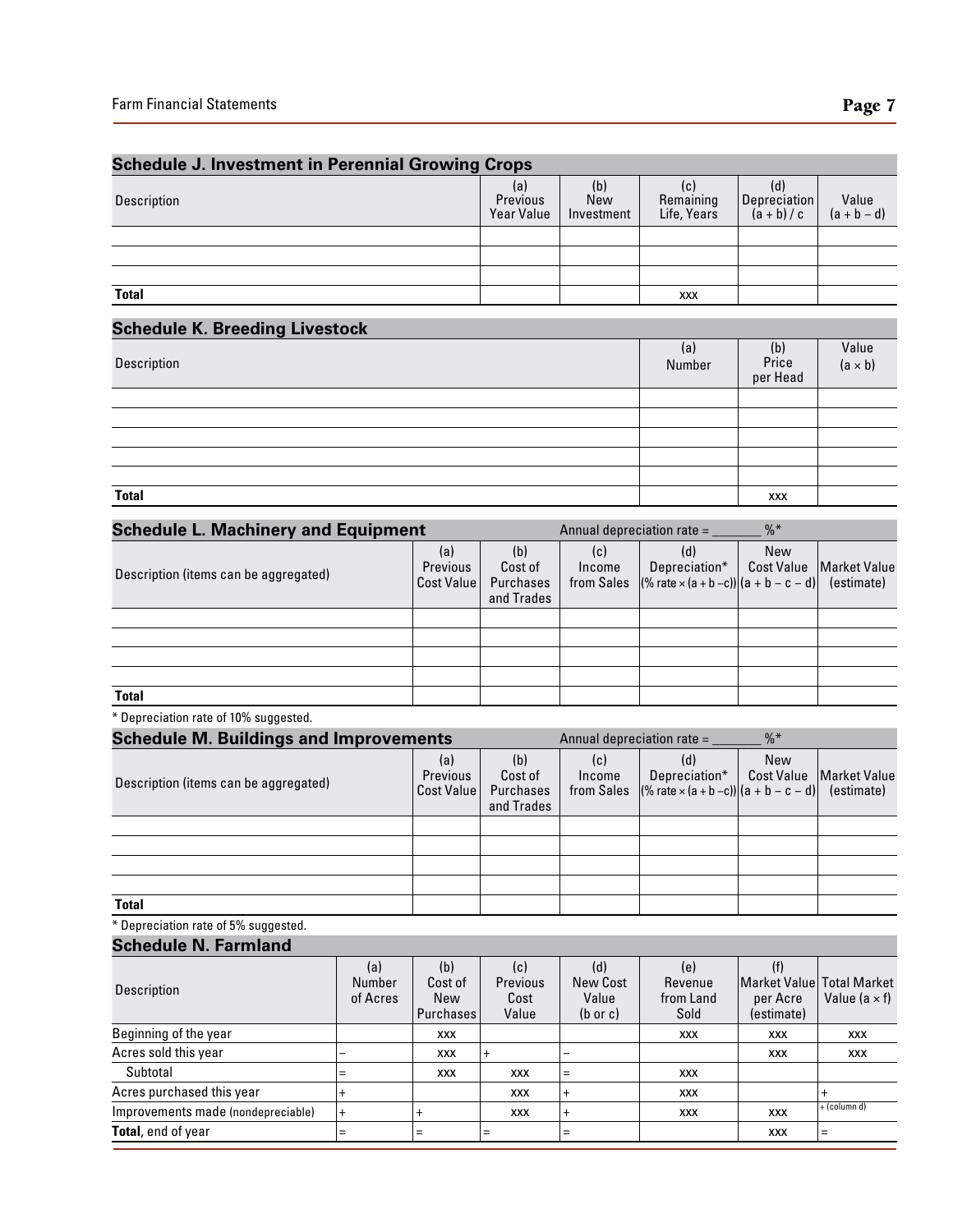## Schedule J. Investment in Perennial Growing Crops

| Description | (a) Previous Year Value | (b) New Investment | (c) Remaining Life, Years | (d) Depreciation (a + b) / c | Value (a + b – d) |
|---|---|---|---|---|---|
| | | | | | |
| | | | | | |
| | | | | | |
| **Total** | | | xxx | | |

## Schedule K. Breeding Livestock

| Description | (a) Number | (b) Price per Head | Value (a × b) |
|---|---|---|---|
| | | | |
| | | | |
| | | | |
| | | | |
| | | | |
| **Total** | | xxx | |

## Schedule L. Machinery and Equipment

Annual depreciation rate = _______ %*

| Description (items can be aggregated) | (a) Previous Cost Value | (b) Cost of Purchases and Trades | (c) Income from Sales | (d) Depreciation* (% rate × (a + b –c)) | New Cost Value (a + b – c – d) | Market Value (estimate) |
|---|---|---|---|---|---|---|
| | | | | | | |
| | | | | | | |
| | | | | | | |
| | | | | | | |
| **Total** | | | | | | |

* Depreciation rate of 10% suggested.

## Schedule M. Buildings and Improvements

Annual depreciation rate = _______ %*

| Description (items can be aggregated) | (a) Previous Cost Value | (b) Cost of Purchases and Trades | (c) Income from Sales | (d) Depreciation* (% rate × (a + b –c)) | New Cost Value (a + b – c – d) | Market Value (estimate) |
|---|---|---|---|---|---|---|
| | | | | | | |
| | | | | | | |
| | | | | | | |
| | | | | | | |
| **Total** | | | | | | |

* Depreciation rate of 5% suggested.

## Schedule N. Farmland

| Description | (a) Number of Acres | (b) Cost of New Purchases | (c) Previous Cost Value | (d) New Cost Value (b or c) | (e) Revenue from Land Sold | (f) Market Value per Acre (estimate) | Total Market Value (a × f) |
|---|---|---|---|---|---|---|---|
| Beginning of the year | | xxx | | | xxx | xxx | xxx |
| Acres sold this year | – | xxx | + | – | | xxx | xxx |
| Subtotal | = | xxx | xxx | = | xxx | | |
| Acres purchased this year | + | | xxx | + | xxx | | + |
| Improvements made (nondepreciable) | + | + | xxx | + | xxx | xxx | + (column d) |
| **Total**, end of year | = | = | = | = | | xxx | = |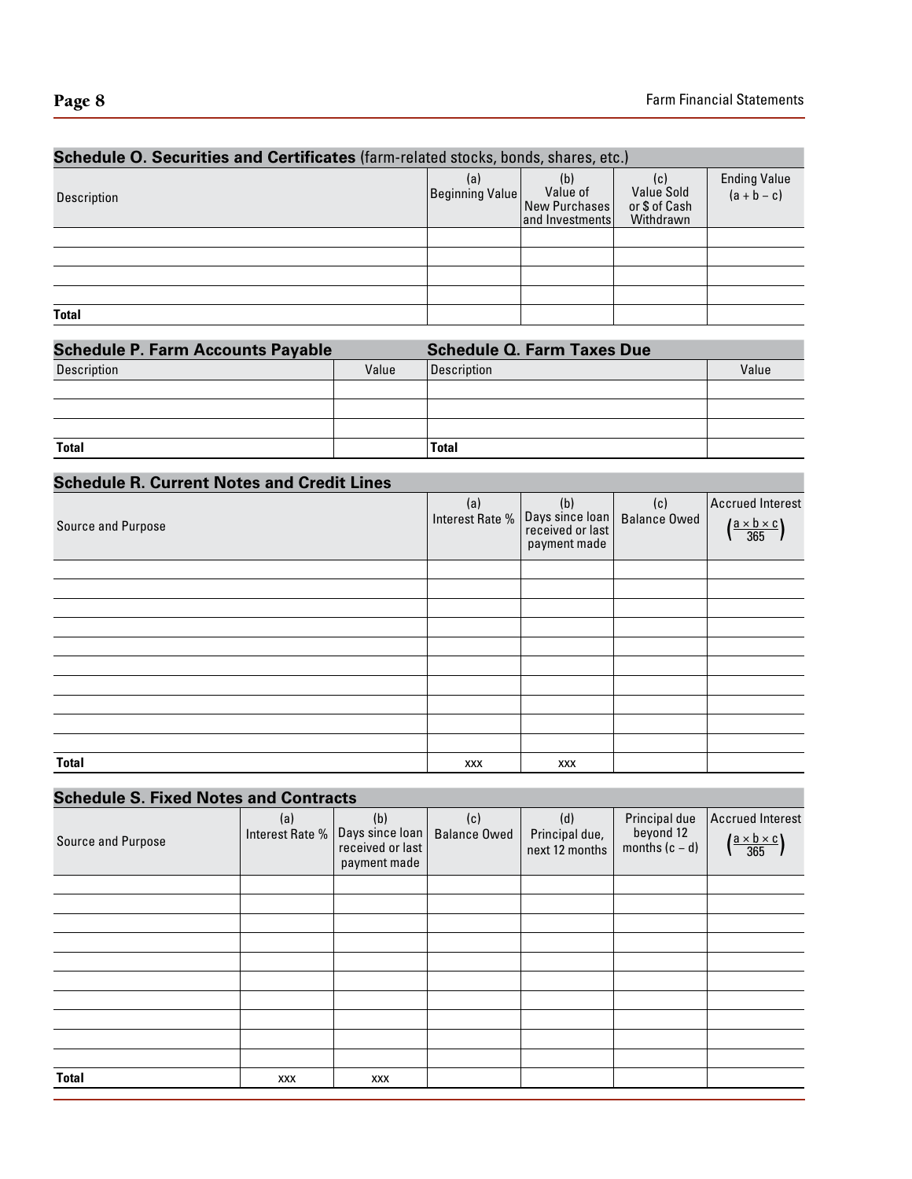## Schedule O. Securities and Certificates (farm-related stocks, bonds, shares, etc.)

| Description | (a) Beginning Value | (b) Value of New Purchases and Investments | (c) Value Sold or $ of Cash Withdrawn | Ending Value $(a + b - c)$ |
|---|---|---|---|---|
| | | | | |
| | | | | |
| | | | | |
| | | | | |
| **Total** | | | | |

## Schedule P. Farm Accounts Payable

| Description | Value |
|---|---|
| | |
| | |
| | |
| **Total** | |

## Schedule Q. Farm Taxes Due

| Description | Value |
|---|---|
| | |
| | |
| | |
| **Total** | |

## Schedule R. Current Notes and Credit Lines

| Source and Purpose | (a) Interest Rate % | (b) Days since loan received or last payment made | (c) Balance Owed | Accrued Interest $\left(\frac{a \times b \times c}{365}\right)$ |
|---|---|---|---|---|
| | | | | |
| | | | | |
| | | | | |
| | | | | |
| | | | | |
| | | | | |
| | | | | |
| | | | | |
| | | | | |
| | | | | |
| **Total** | XXX | XXX | | |

## Schedule S. Fixed Notes and Contracts

| Source and Purpose | (a) Interest Rate % | (b) Days since loan received or last payment made | (c) Balance Owed | (d) Principal due, next 12 months | Principal due beyond 12 months $(c - d)$ | Accrued Interest $\left(\frac{a \times b \times c}{365}\right)$ |
|---|---|---|---|---|---|---|
| | | | | | | |
| | | | | | | |
| | | | | | | |
| | | | | | | |
| | | | | | | |
| | | | | | | |
| | | | | | | |
| | | | | | | |
| | | | | | | |
| | | | | | | |
| **Total** | XXX | XXX | | | | |